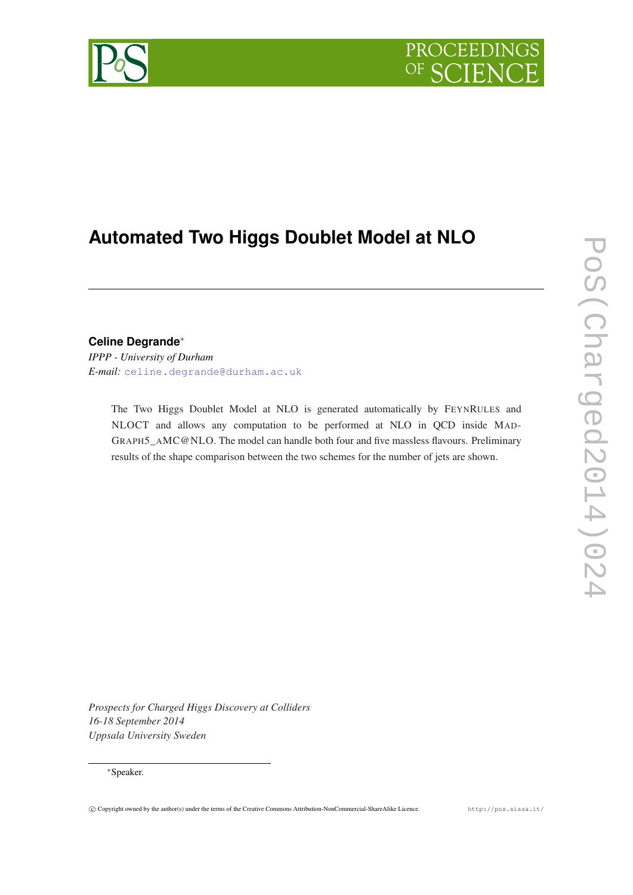# Automated Two Higgs Doublet Model at NLO

**Celine Degrande***

*IPPP - University of Durham*
*E-mail:* celine.degrande@durham.ac.uk

The Two Higgs Doublet Model at NLO is generated automatically by FEYNRULES and NLOCT and allows any computation to be performed at NLO in QCD inside MADGRAPH5_AMC@NLO. The model can handle both four and five massless flavours. Preliminary results of the shape comparison between the two schemes for the number of jets are shown.

*Prospects for Charged Higgs Discovery at Colliders*
*16-18 September 2014*
*Uppsala University Sweden*

*Speaker.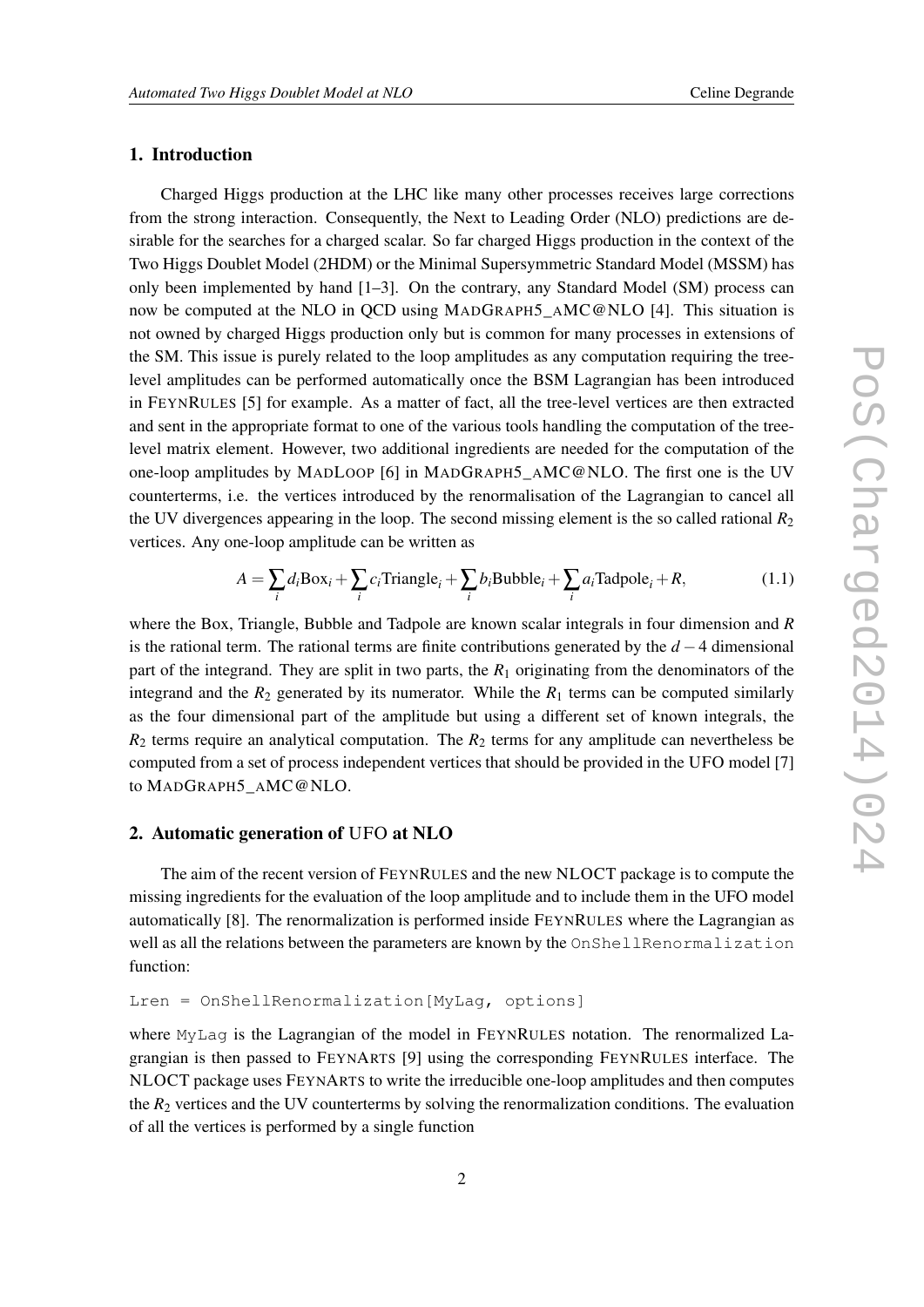## 1. Introduction

Charged Higgs production at the LHC like many other processes receives large corrections from the strong interaction. Consequently, the Next to Leading Order (NLO) predictions are desirable for the searches for a charged scalar. So far charged Higgs production in the context of the Two Higgs Doublet Model (2HDM) or the Minimal Supersymmetric Standard Model (MSSM) has only been implemented by hand [1–3]. On the contrary, any Standard Model (SM) process can now be computed at the NLO in QCD using MADGRAPH5_AMC@NLO [4]. This situation is not owned by charged Higgs production only but is common for many processes in extensions of the SM. This issue is purely related to the loop amplitudes as any computation requiring the tree-level amplitudes can be performed automatically once the BSM Lagrangian has been introduced in FEYNRULES [5] for example. As a matter of fact, all the tree-level vertices are then extracted and sent in the appropriate format to one of the various tools handling the computation of the tree-level matrix element. However, two additional ingredients are needed for the computation of the one-loop amplitudes by MADLOOP [6] in MADGRAPH5_AMC@NLO. The first one is the UV counterterms, i.e. the vertices introduced by the renormalisation of the Lagrangian to cancel all the UV divergences appearing in the loop. The second missing element is the so called rational $R_2$ vertices. Any one-loop amplitude can be written as

$$A = \sum_i d_i \text{Box}_i + \sum_i c_i \text{Triangle}_i + \sum_i b_i \text{Bubble}_i + \sum_i a_i \text{Tadpole}_i + R, \tag{1.1}$$

where the Box, Triangle, Bubble and Tadpole are known scalar integrals in four dimension and $R$ is the rational term. The rational terms are finite contributions generated by the $d-4$ dimensional part of the integrand. They are split in two parts, the $R_1$ originating from the denominators of the integrand and the $R_2$ generated by its numerator. While the $R_1$ terms can be computed similarly as the four dimensional part of the amplitude but using a different set of known integrals, the $R_2$ terms require an analytical computation. The $R_2$ terms for any amplitude can nevertheless be computed from a set of process independent vertices that should be provided in the UFO model [7] to MADGRAPH5_AMC@NLO.

## 2. Automatic generation of UFO at NLO

The aim of the recent version of FEYNRULES and the new NLOCT package is to compute the missing ingredients for the evaluation of the loop amplitude and to include them in the UFO model automatically [8]. The renormalization is performed inside FEYNRULES where the Lagrangian as well as all the relations between the parameters are known by the `OnShellRenormalization` function:

```
Lren = OnShellRenormalization[MyLag, options]
```

where `MyLag` is the Lagrangian of the model in FEYNRULES notation. The renormalized Lagrangian is then passed to FEYNARTS [9] using the corresponding FEYNRULES interface. The NLOCT package uses FEYNARTS to write the irreducible one-loop amplitudes and then computes the $R_2$ vertices and the UV counterterms by solving the renormalization conditions. The evaluation of all the vertices is performed by a single function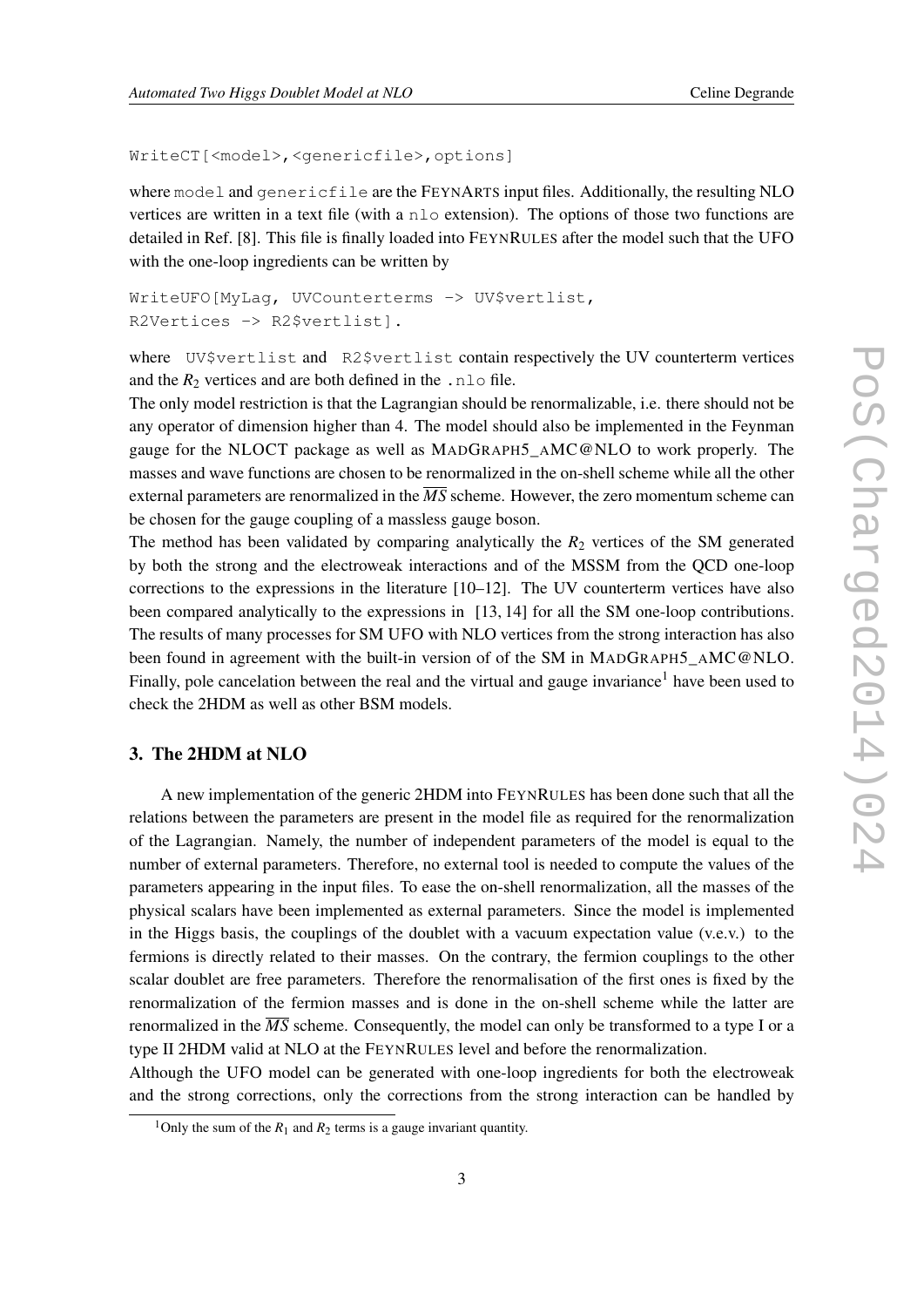```
WriteCT[<model>,<genericfile>,options]
```

where `model` and `genericfile` are the FEYNARTS input files. Additionally, the resulting NLO vertices are written in a text file (with a `nlo` extension). The options of those two functions are detailed in Ref. [8]. This file is finally loaded into FEYNRULES after the model such that the UFO with the one-loop ingredients can be written by

```
WriteUFO[MyLag, UVCounterterms -> UV$vertlist,
R2Vertices -> R2$vertlist].
```

where `UV$vertlist` and `R2$vertlist` contain respectively the UV counterterm vertices and the $R_2$ vertices and are both defined in the `.nlo` file.

The only model restriction is that the Lagrangian should be renormalizable, i.e. there should not be any operator of dimension higher than 4. The model should also be implemented in the Feynman gauge for the NLOCT package as well as MADGRAPH5_AMC@NLO to work properly. The masses and wave functions are chosen to be renormalized in the on-shell scheme while all the other external parameters are renormalized in the $\overline{MS}$ scheme. However, the zero momentum scheme can be chosen for the gauge coupling of a massless gauge boson.

The method has been validated by comparing analytically the $R_2$ vertices of the SM generated by both the strong and the electroweak interactions and of the MSSM from the QCD one-loop corrections to the expressions in the literature [10–12]. The UV counterterm vertices have also been compared analytically to the expressions in [13, 14] for all the SM one-loop contributions. The results of many processes for SM UFO with NLO vertices from the strong interaction has also been found in agreement with the built-in version of of the SM in MADGRAPH5_AMC@NLO. Finally, pole cancelation between the real and the virtual and gauge invariance[1] have been used to check the 2HDM as well as other BSM models.

## 3. The 2HDM at NLO

A new implementation of the generic 2HDM into FEYNRULES has been done such that all the relations between the parameters are present in the model file as required for the renormalization of the Lagrangian. Namely, the number of independent parameters of the model is equal to the number of external parameters. Therefore, no external tool is needed to compute the values of the parameters appearing in the input files. To ease the on-shell renormalization, all the masses of the physical scalars have been implemented as external parameters. Since the model is implemented in the Higgs basis, the couplings of the doublet with a vacuum expectation value (v.e.v.) to the fermions is directly related to their masses. On the contrary, the fermion couplings to the other scalar doublet are free parameters. Therefore the renormalisation of the first ones is fixed by the renormalization of the fermion masses and is done in the on-shell scheme while the latter are renormalized in the $\overline{MS}$ scheme. Consequently, the model can only be transformed to a type I or a type II 2HDM valid at NLO at the FEYNRULES level and before the renormalization.

Although the UFO model can be generated with one-loop ingredients for both the electroweak and the strong corrections, only the corrections from the strong interaction can be handled by

[1] Only the sum of the $R_1$ and $R_2$ terms is a gauge invariant quantity.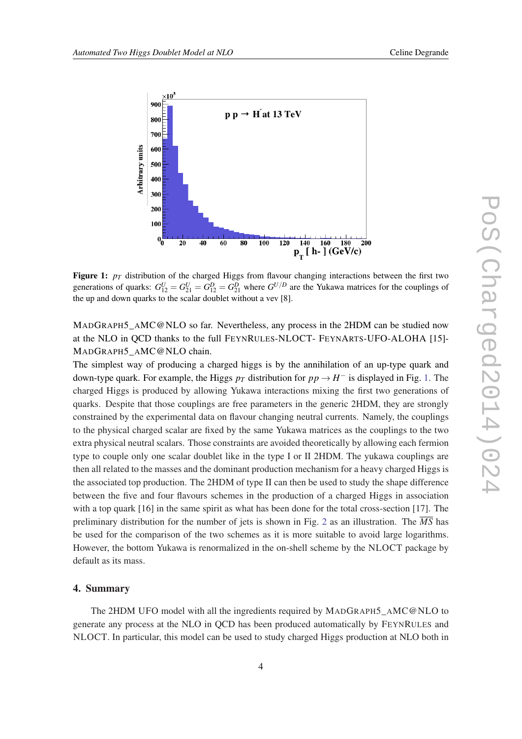**Figure 1:** $p_T$ distribution of the charged Higgs from flavour changing interactions between the first two generations of quarks: $G^U_{12} = G^U_{21} = G^D_{12} = G^D_{21}$ where $G^{U/D}$ are the Yukawa matrices for the couplings of the up and down quarks to the scalar doublet without a vev [8].

MADGRAPH5_AMC@NLO so far. Nevertheless, any process in the 2HDM can be studied now at the NLO in QCD thanks to the full FEYNRULES-NLOCT- FEYNARTS-UFO-ALOHA [15]-MADGRAPH5_AMC@NLO chain.

The simplest way of producing a charged higgs is by the annihilation of an up-type quark and down-type quark. For example, the Higgs $p_T$ distribution for $pp \to H^-$ is displayed in Fig. 1. The charged Higgs is produced by allowing Yukawa interactions mixing the first two generations of quarks. Despite that those couplings are free parameters in the generic 2HDM, they are strongly constrained by the experimental data on flavour changing neutral currents. Namely, the couplings to the physical charged scalar are fixed by the same Yukawa matrices as the couplings to the two extra physical neutral scalars. Those constraints are avoided theoretically by allowing each fermion type to couple only one scalar doublet like in the type I or II 2HDM. The yukawa couplings are then all related to the masses and the dominant production mechanism for a heavy charged Higgs is the associated top production. The 2HDM of type II can then be used to study the shape difference between the five and four flavours schemes in the production of a charged Higgs in association with a top quark [16] in the same spirit as what has been done for the total cross-section [17]. The preliminary distribution for the number of jets is shown in Fig. 2 as an illustration. The $\overline{MS}$ has be used for the comparison of the two schemes as it is more suitable to avoid large logarithms. However, the bottom Yukawa is renormalized in the on-shell scheme by the NLOCT package by default as its mass.

## 4. Summary

The 2HDM UFO model with all the ingredients required by MADGRAPH5_AMC@NLO to generate any process at the NLO in QCD has been produced automatically by FEYNRULES and NLOCT. In particular, this model can be used to study charged Higgs production at NLO both in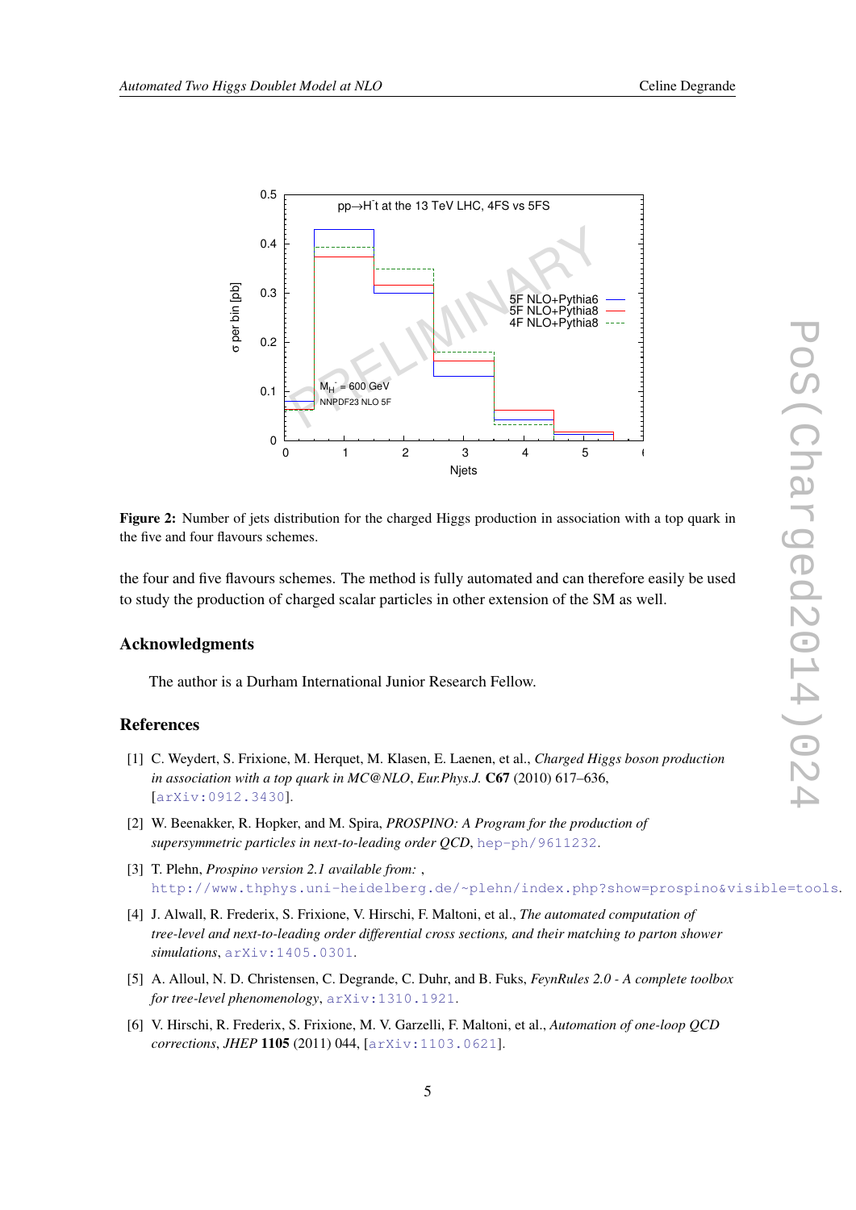Figure 2: Number of jets distribution for the charged Higgs production in association with a top quark in the five and four flavours schemes.

the four and five flavours schemes. The method is fully automated and can therefore easily be used to study the production of charged scalar particles in other extension of the SM as well.

## Acknowledgments

The author is a Durham International Junior Research Fellow.

## References

[1] C. Weydert, S. Frixione, M. Herquet, M. Klasen, E. Laenen, et al., *Charged Higgs boson production in association with a top quark in MC@NLO*, *Eur.Phys.J.* **C67** (2010) 617–636, [arXiv:0912.3430].

[2] W. Beenakker, R. Hopker, and M. Spira, *PROSPINO: A Program for the production of supersymmetric particles in next-to-leading order QCD*, hep-ph/9611232.

[3] T. Plehn, *Prospino version 2.1 available from:* , http://www.thphys.uni-heidelberg.de/~plehn/index.php?show=prospino&visible=tools.

[4] J. Alwall, R. Frederix, S. Frixione, V. Hirschi, F. Maltoni, et al., *The automated computation of tree-level and next-to-leading order differential cross sections, and their matching to parton shower simulations*, arXiv:1405.0301.

[5] A. Alloul, N. D. Christensen, C. Degrande, C. Duhr, and B. Fuks, *FeynRules 2.0 - A complete toolbox for tree-level phenomenology*, arXiv:1310.1921.

[6] V. Hirschi, R. Frederix, S. Frixione, M. V. Garzelli, F. Maltoni, et al., *Automation of one-loop QCD corrections*, *JHEP* **1105** (2011) 044, [arXiv:1103.0621].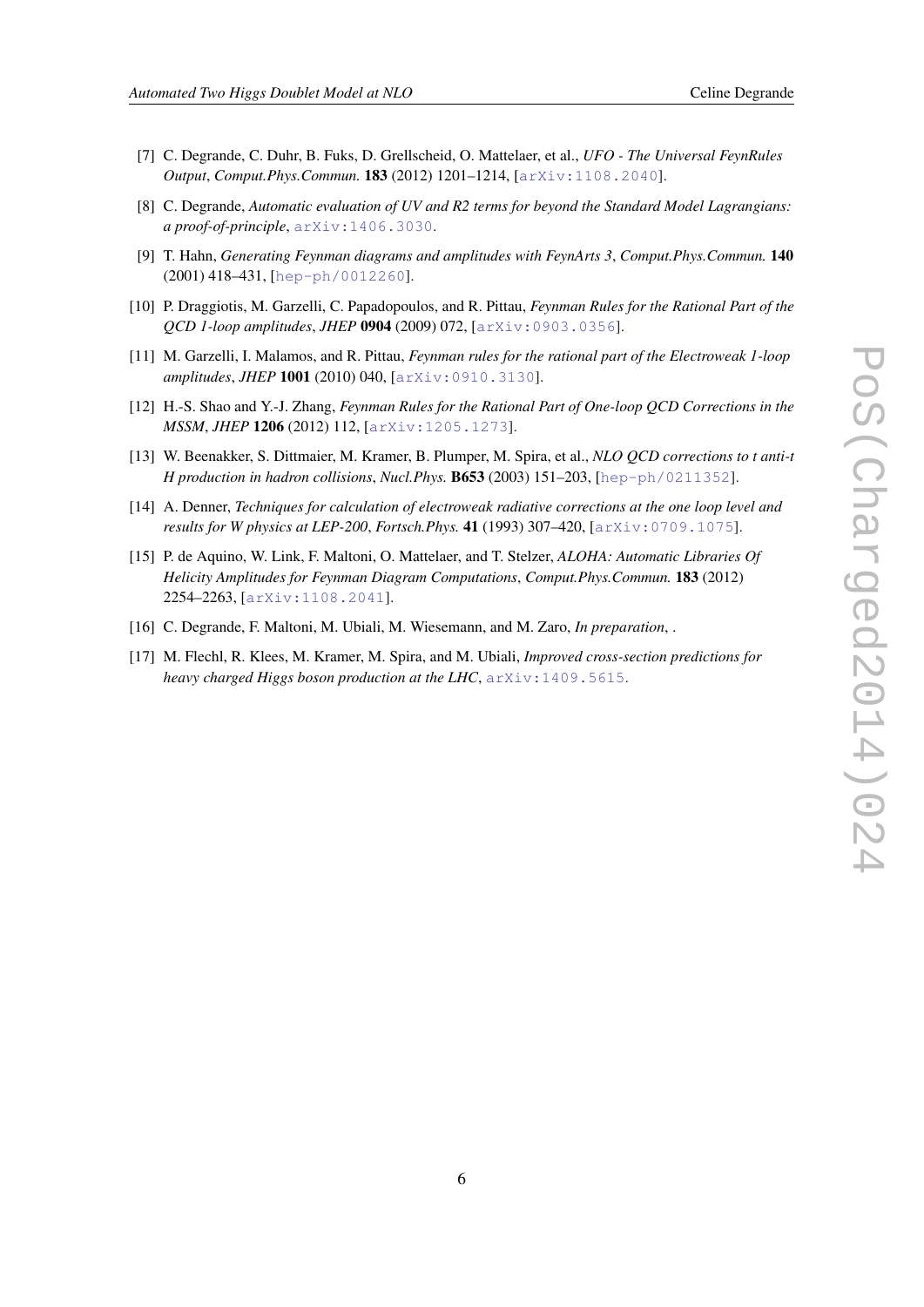[7] C. Degrande, C. Duhr, B. Fuks, D. Grellscheid, O. Mattelaer, et al., *UFO - The Universal FeynRules Output*, *Comput.Phys.Commun.* **183** (2012) 1201–1214, [arXiv:1108.2040].

[8] C. Degrande, *Automatic evaluation of UV and R2 terms for beyond the Standard Model Lagrangians: a proof-of-principle*, arXiv:1406.3030.

[9] T. Hahn, *Generating Feynman diagrams and amplitudes with FeynArts 3*, *Comput.Phys.Commun.* **140** (2001) 418–431, [hep-ph/0012260].

[10] P. Draggiotis, M. Garzelli, C. Papadopoulos, and R. Pittau, *Feynman Rules for the Rational Part of the QCD 1-loop amplitudes*, *JHEP* **0904** (2009) 072, [arXiv:0903.0356].

[11] M. Garzelli, I. Malamos, and R. Pittau, *Feynman rules for the rational part of the Electroweak 1-loop amplitudes*, *JHEP* **1001** (2010) 040, [arXiv:0910.3130].

[12] H.-S. Shao and Y.-J. Zhang, *Feynman Rules for the Rational Part of One-loop QCD Corrections in the MSSM*, *JHEP* **1206** (2012) 112, [arXiv:1205.1273].

[13] W. Beenakker, S. Dittmaier, M. Kramer, B. Plumper, M. Spira, et al., *NLO QCD corrections to t anti-t H production in hadron collisions*, *Nucl.Phys.* **B653** (2003) 151–203, [hep-ph/0211352].

[14] A. Denner, *Techniques for calculation of electroweak radiative corrections at the one loop level and results for W physics at LEP-200*, *Fortsch.Phys.* **41** (1993) 307–420, [arXiv:0709.1075].

[15] P. de Aquino, W. Link, F. Maltoni, O. Mattelaer, and T. Stelzer, *ALOHA: Automatic Libraries Of Helicity Amplitudes for Feynman Diagram Computations*, *Comput.Phys.Commun.* **183** (2012) 2254–2263, [arXiv:1108.2041].

[16] C. Degrande, F. Maltoni, M. Ubiali, M. Wiesemann, and M. Zaro, *In preparation*, .

[17] M. Flechl, R. Klees, M. Kramer, M. Spira, and M. Ubiali, *Improved cross-section predictions for heavy charged Higgs boson production at the LHC*, arXiv:1409.5615.